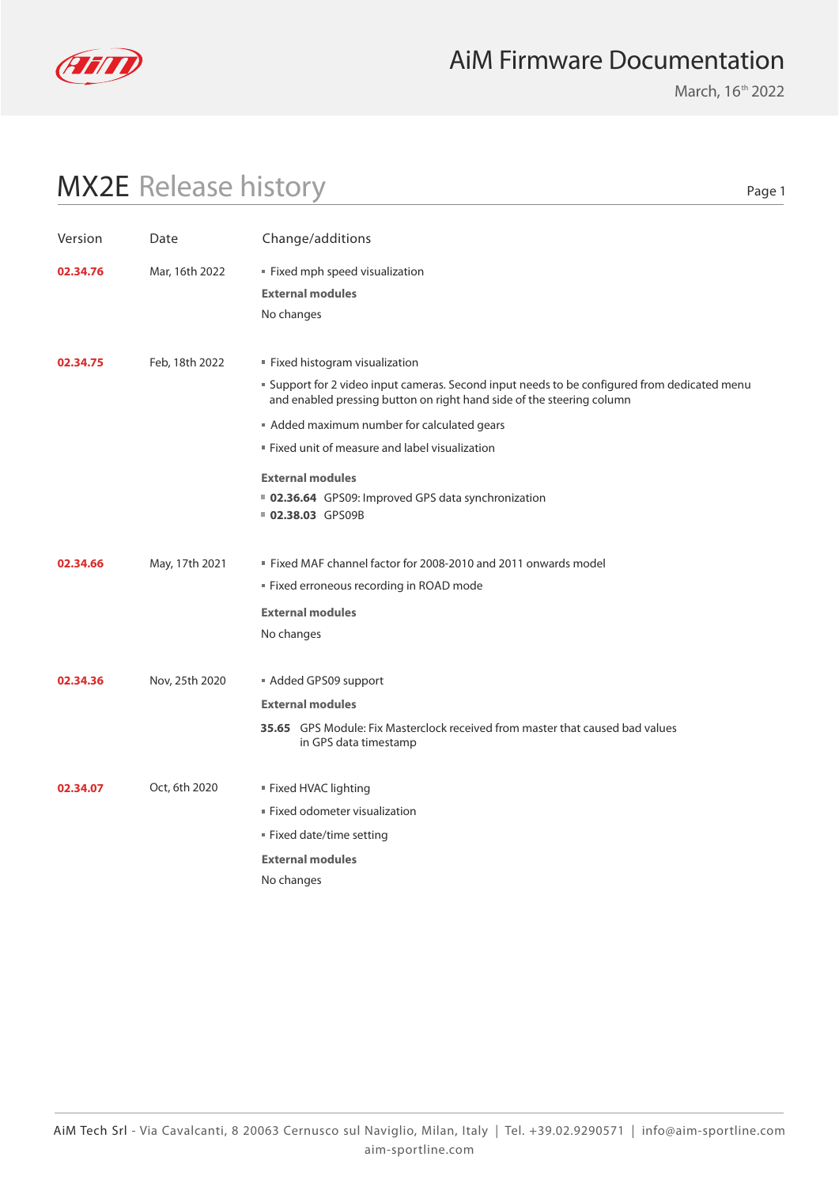# AiM Firmware Documentation

March, 16th 2022

## MX2E Release history

| Version | Date | Change/additions |
|---|---|---|
| **02.34.76** | Mar, 16th 2022 | ▪ Fixed mph speed visualization<br>**External modules**<br>No changes |
| **02.34.75** | Feb, 18th 2022 | ▪ Fixed histogram visualization<br>▪ Support for 2 video input cameras. Second input needs to be configured from dedicated menu and enabled pressing button on right hand side of the steering column<br>▪ Added maximum number for calculated gears<br>▪ Fixed unit of measure and label visualization<br>**External modules**<br>▪ **02.36.64** GPS09: Improved GPS data synchronization<br>▪ **02.38.03** GPS09B |
| **02.34.66** | May, 17th 2021 | ▪ Fixed MAF channel factor for 2008-2010 and 2011 onwards model<br>▪ Fixed erroneous recording in ROAD mode<br>**External modules**<br>No changes |
| **02.34.36** | Nov, 25th 2020 | ▪ Added GPS09 support<br>**External modules**<br>**35.65** GPS Module: Fix Masterclock received from master that caused bad values in GPS data timestamp |
| **02.34.07** | Oct, 6th 2020 | ▪ Fixed HVAC lighting<br>▪ Fixed odometer visualization<br>▪ Fixed date/time setting<br>**External modules**<br>No changes |

AiM Tech Srl - Via Cavalcanti, 8 20063 Cernusco sul Naviglio, Milan, Italy | Tel. +39.02.9290571 | info@aim-sportline.com
aim-sportline.com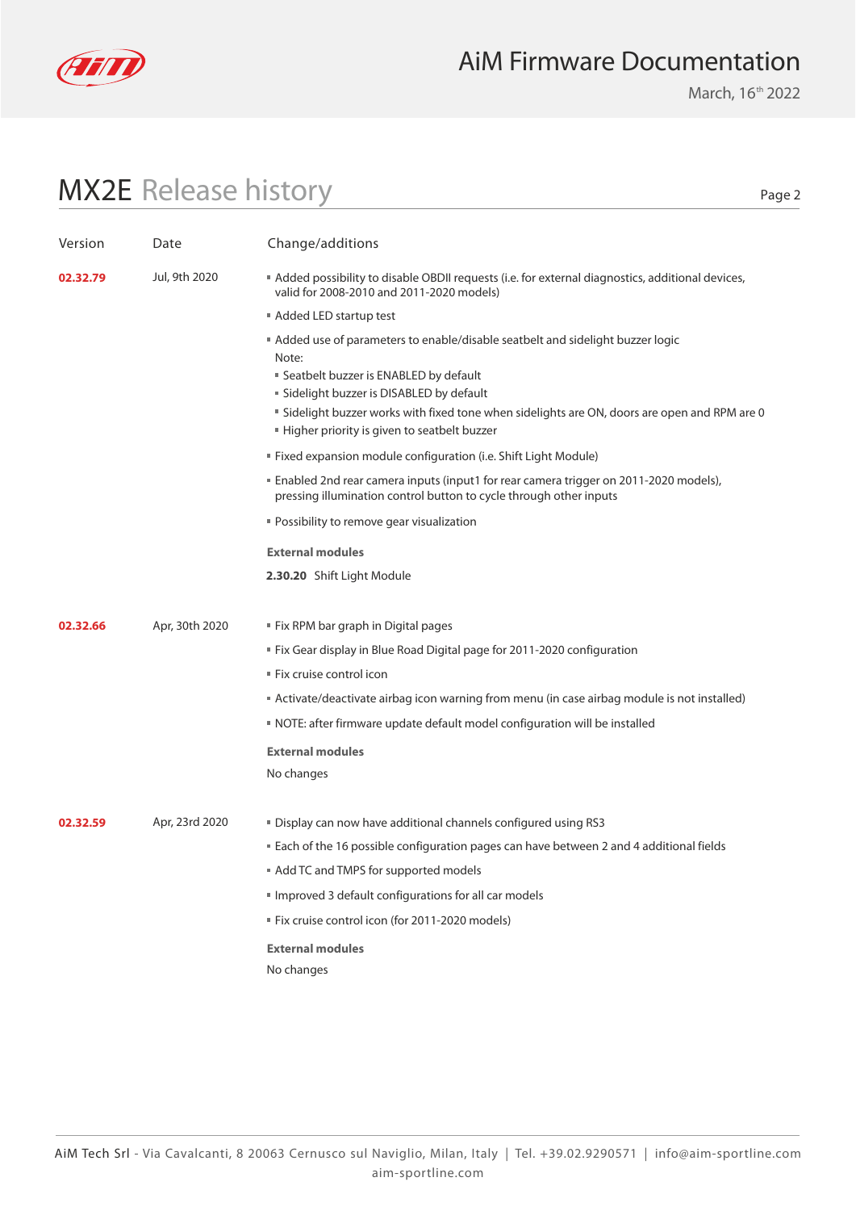# MX2E Release history

| Version | Date | Change/additions |
|---|---|---|
| **02.32.79** | Jul, 9th 2020 | ▪ Added possibility to disable OBDII requests (i.e. for external diagnostics, additional devices, valid for 2008-2010 and 2011-2020 models)<br>▪ Added LED startup test<br>▪ Added use of parameters to enable/disable seatbelt and sidelight buzzer logic<br>Note:<br>▪ Seatbelt buzzer is ENABLED by default<br>▪ Sidelight buzzer is DISABLED by default<br>▪ Sidelight buzzer works with fixed tone when sidelights are ON, doors are open and RPM are 0<br>▪ Higher priority is given to seatbelt buzzer<br>▪ Fixed expansion module configuration (i.e. Shift Light Module)<br>▪ Enabled 2nd rear camera inputs (input1 for rear camera trigger on 2011-2020 models), pressing illumination control button to cycle through other inputs<br>▪ Possibility to remove gear visualization<br>**External modules**<br>**2.30.20** Shift Light Module |
| **02.32.66** | Apr, 30th 2020 | ▪ Fix RPM bar graph in Digital pages<br>▪ Fix Gear display in Blue Road Digital page for 2011-2020 configuration<br>▪ Fix cruise control icon<br>▪ Activate/deactivate airbag icon warning from menu (in case airbag module is not installed)<br>▪ NOTE: after firmware update default model configuration will be installed<br>**External modules**<br>No changes |
| **02.32.59** | Apr, 23rd 2020 | ▪ Display can now have additional channels configured using RS3<br>▪ Each of the 16 possible configuration pages can have between 2 and 4 additional fields<br>▪ Add TC and TMPS for supported models<br>▪ Improved 3 default configurations for all car models<br>▪ Fix cruise control icon (for 2011-2020 models)<br>**External modules**<br>No changes |